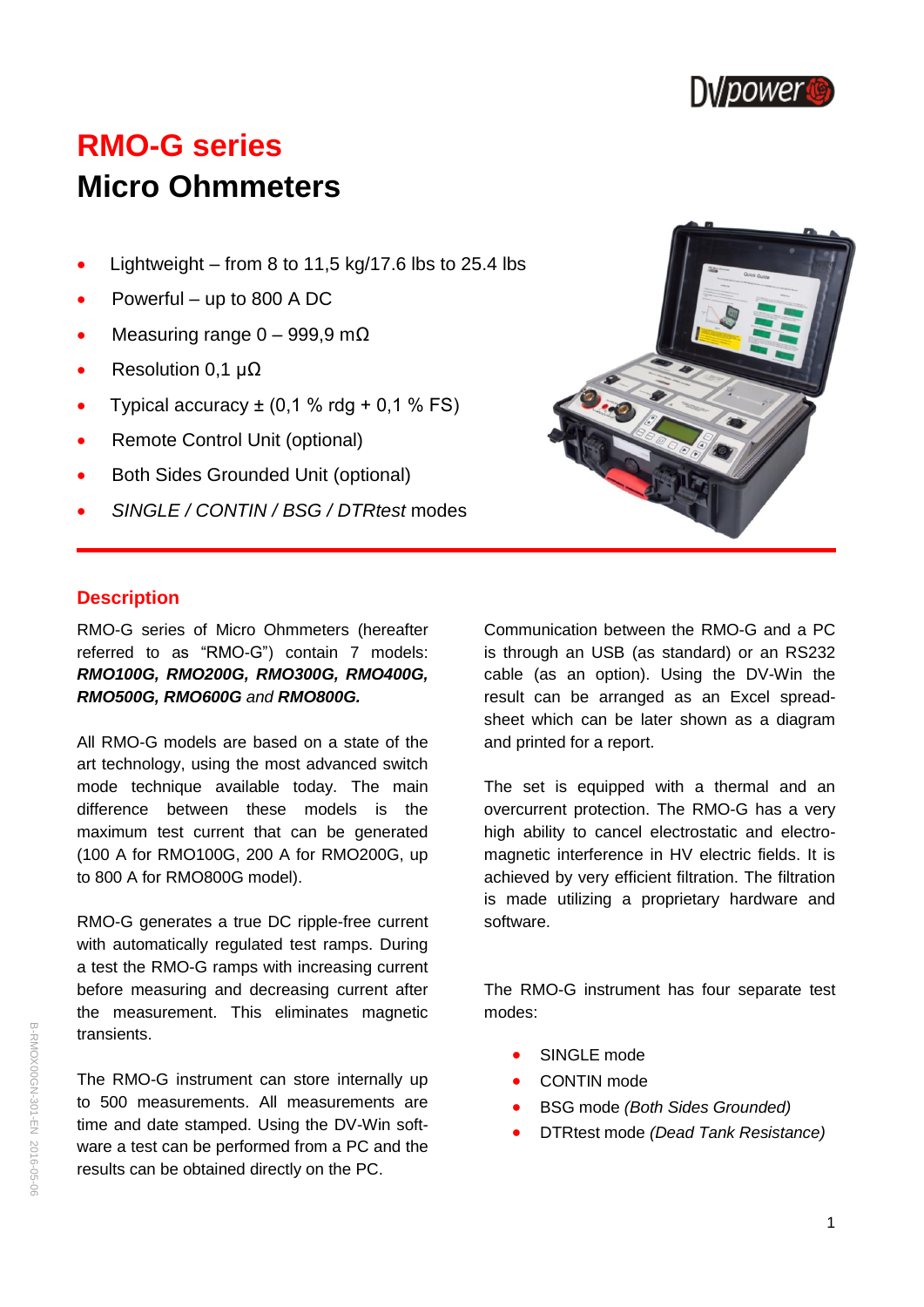# RMO-G series

## Micro Ohmmeters

- Lightweight – from 8 to 11,5 kg/17.6 lbs to 25.4 lbs
- Powerful – up to 800 A DC
- Measuring range 0 – 999,9 mΩ
- Resolution 0,1 μΩ
- Typical accuracy ± (0,1 % rdg + 0,1 % FS)
- Remote Control Unit (optional)
- Both Sides Grounded Unit (optional)
- *SINGLE / CONTIN / BSG / DTRtest* modes

### Description

RMO-G series of Micro Ohmmeters (hereafter referred to as "RMO-G") contain 7 models: ***RMO100G, RMO200G, RMO300G, RMO400G, RMO500G, RMO600G*** *and* ***RMO800G.***

All RMO-G models are based on a state of the art technology, using the most advanced switch mode technique available today. The main difference between these models is the maximum test current that can be generated (100 A for RMO100G, 200 A for RMO200G, up to 800 A for RMO800G model).

RMO-G generates a true DC ripple-free current with automatically regulated test ramps. During a test the RMO-G ramps with increasing current before measuring and decreasing current after the measurement. This eliminates magnetic transients.

The RMO-G instrument can store internally up to 500 measurements. All measurements are time and date stamped. Using the DV-Win software a test can be performed from a PC and the results can be obtained directly on the PC.

Communication between the RMO-G and a PC is through an USB (as standard) or an RS232 cable (as an option). Using the DV-Win the result can be arranged as an Excel spreadsheet which can be later shown as a diagram and printed for a report.

The set is equipped with a thermal and an overcurrent protection. The RMO-G has a very high ability to cancel electrostatic and electromagnetic interference in HV electric fields. It is achieved by very efficient filtration. The filtration is made utilizing a proprietary hardware and software.

The RMO-G instrument has four separate test modes:

- SINGLE mode
- CONTIN mode
- BSG mode *(Both Sides Grounded)*
- DTRtest mode *(Dead Tank Resistance)*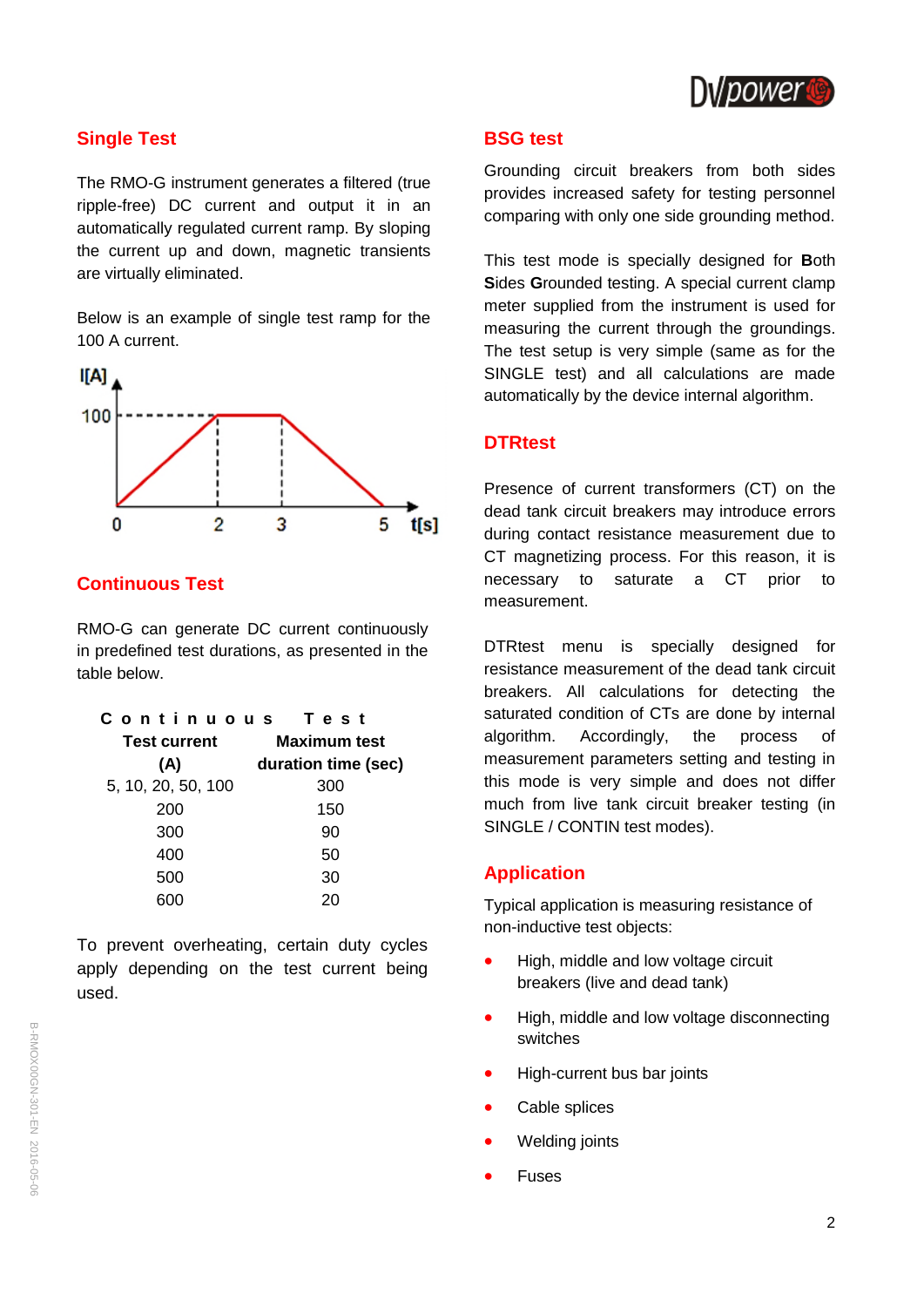## Single Test

The RMO-G instrument generates a filtered (true ripple-free) DC current and output it in an automatically regulated current ramp. By sloping the current up and down, magnetic transients are virtually eliminated.

Below is an example of single test ramp for the 100 A current.

## Continuous Test

RMO-G can generate DC current continuously in predefined test durations, as presented in the table below.

**Continuous Test**

| Test current (A) | Maximum test duration time (sec) |
|---|---|
| 5, 10, 20, 50, 100 | 300 |
| 200 | 150 |
| 300 | 90 |
| 400 | 50 |
| 500 | 30 |
| 600 | 20 |

To prevent overheating, certain duty cycles apply depending on the test current being used.

## BSG test

Grounding circuit breakers from both sides provides increased safety for testing personnel comparing with only one side grounding method.

This test mode is specially designed for **B**oth **S**ides **G**rounded testing. A special current clamp meter supplied from the instrument is used for measuring the current through the groundings. The test setup is very simple (same as for the SINGLE test) and all calculations are made automatically by the device internal algorithm.

## DTRtest

Presence of current transformers (CT) on the dead tank circuit breakers may introduce errors during contact resistance measurement due to CT magnetizing process. For this reason, it is necessary to saturate a CT prior to measurement.

DTRtest menu is specially designed for resistance measurement of the dead tank circuit breakers. All calculations for detecting the saturated condition of CTs are done by internal algorithm. Accordingly, the process of measurement parameters setting and testing in this mode is very simple and does not differ much from live tank circuit breaker testing (in SINGLE / CONTIN test modes).

## Application

Typical application is measuring resistance of non-inductive test objects:

- High, middle and low voltage circuit breakers (live and dead tank)
- High, middle and low voltage disconnecting switches
- High-current bus bar joints
- Cable splices
- Welding joints
- Fuses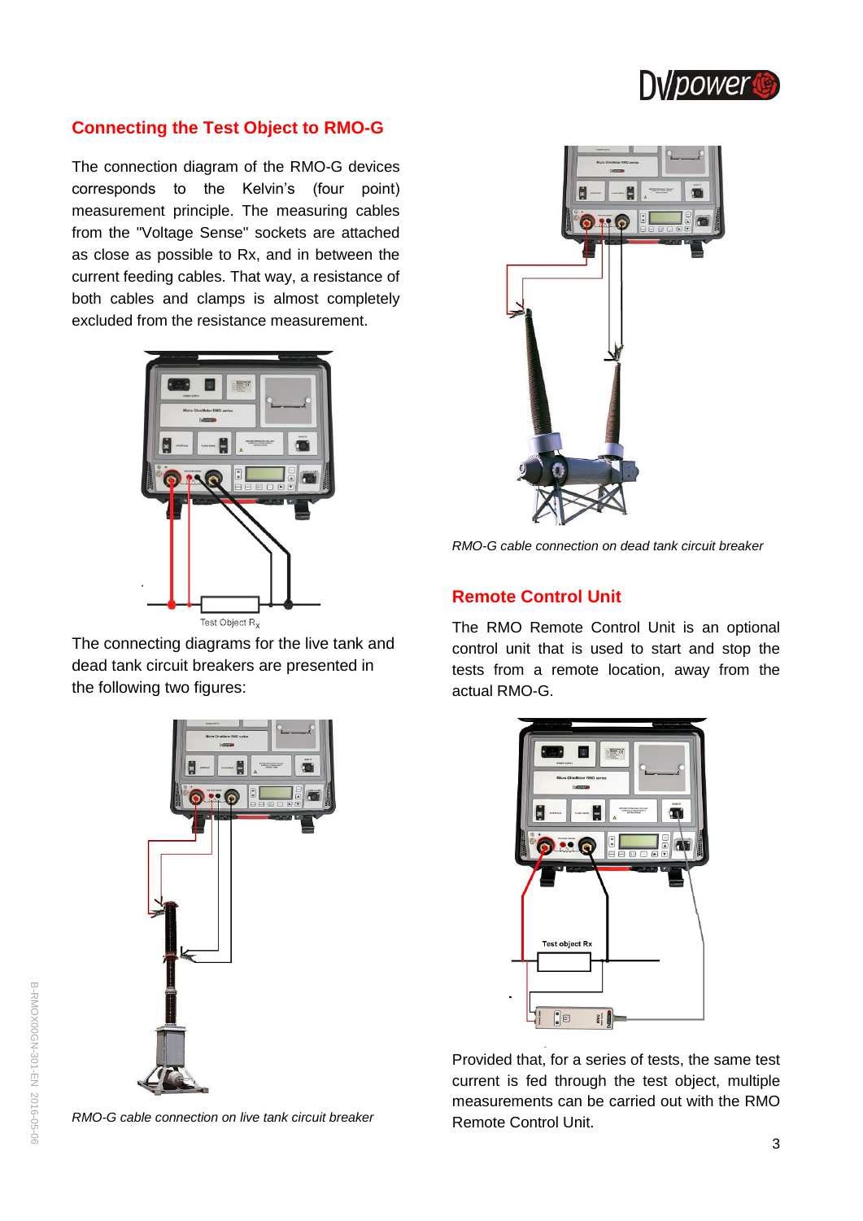## Connecting the Test Object to RMO-G

The connection diagram of the RMO-G devices corresponds to the Kelvin's (four point) measurement principle. The measuring cables from the "Voltage Sense" sockets are attached as close as possible to Rx, and in between the current feeding cables. That way, a resistance of both cables and clamps is almost completely excluded from the resistance measurement.

Test Object $R_X$

The connecting diagrams for the live tank and dead tank circuit breakers are presented in the following two figures:

*RMO-G cable connection on live tank circuit breaker*

*RMO-G cable connection on dead tank circuit breaker*

## Remote Control Unit

The RMO Remote Control Unit is an optional control unit that is used to start and stop the tests from a remote location, away from the actual RMO-G.

Test object Rx

Provided that, for a series of tests, the same test current is fed through the test object, multiple measurements can be carried out with the RMO Remote Control Unit.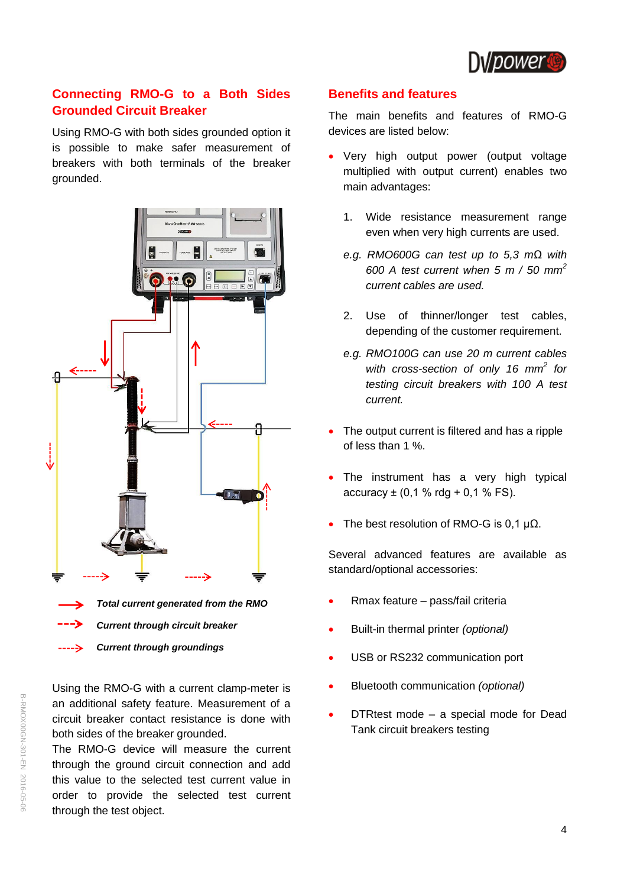## Connecting RMO-G to a Both Sides Grounded Circuit Breaker

Using RMO-G with both sides grounded option it is possible to make safer measurement of breakers with both terminals of the breaker grounded.

***Total current generated from the RMO***

***Current through circuit breaker***

***Current through groundings***

Using the RMO-G with a current clamp-meter is an additional safety feature. Measurement of a circuit breaker contact resistance is done with both sides of the breaker grounded.
The RMO-G device will measure the current through the ground circuit connection and add this value to the selected test current value in order to provide the selected test current through the test object.

## Benefits and features

The main benefits and features of RMO-G devices are listed below:

- Very high output power (output voltage multiplied with output current) enables two main advantages:

  1. Wide resistance measurement range even when very high currents are used.

     *e.g. RMO600G can test up to 5,3 mΩ with 600 A test current when 5 m / 50 mm$^2$ current cables are used.*

  2. Use of thinner/longer test cables, depending of the customer requirement.

     *e.g. RMO100G can use 20 m current cables with cross-section of only 16 mm$^2$ for testing circuit breakers with 100 A test current.*

- The output current is filtered and has a ripple of less than 1 %.

- The instrument has a very high typical accuracy ± (0,1 % rdg + 0,1 % FS).

- The best resolution of RMO-G is 0,1 μΩ.

Several advanced features are available as standard/optional accessories:

- Rmax feature – pass/fail criteria
- Built-in thermal printer *(optional)*
- USB or RS232 communication port
- Bluetooth communication *(optional)*
- DTRtest mode – a special mode for Dead Tank circuit breakers testing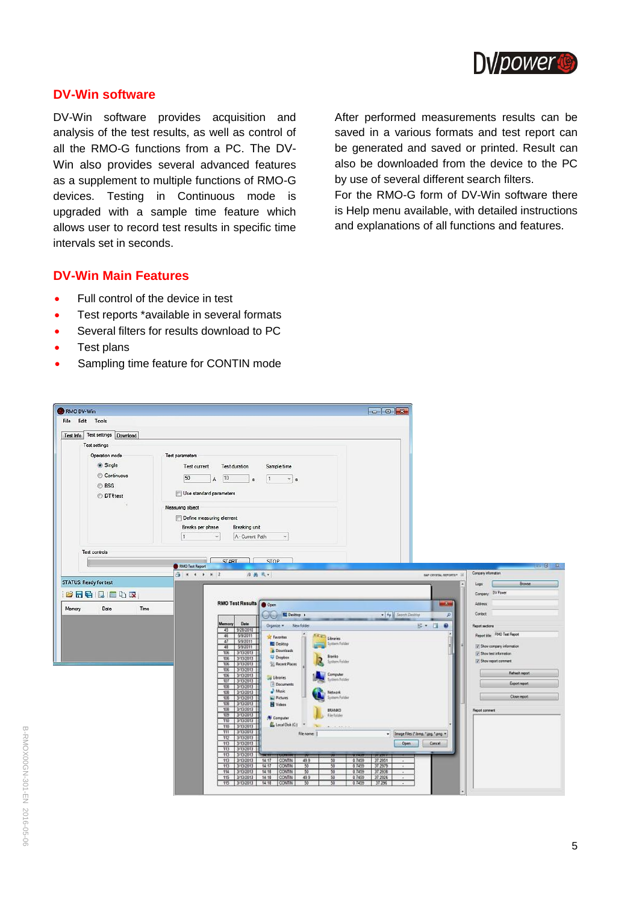## DV-Win software

DV-Win software provides acquisition and analysis of the test results, as well as control of all the RMO-G functions from a PC. The DV-Win also provides several advanced features as a supplement to multiple functions of RMO-G devices. Testing in Continuous mode is upgraded with a sample time feature which allows user to record test results in specific time intervals set in seconds.

After performed measurements results can be saved in a various formats and test report can be generated and saved or printed. Result can also be downloaded from the device to the PC by use of several different search filters.

For the RMO-G form of DV-Win software there is Help menu available, with detailed instructions and explanations of all functions and features.

## DV-Win Main Features

- Full control of the device in test
- Test reports *available in several formats
- Several filters for results download to PC
- Test plans
- Sampling time feature for CONTIN mode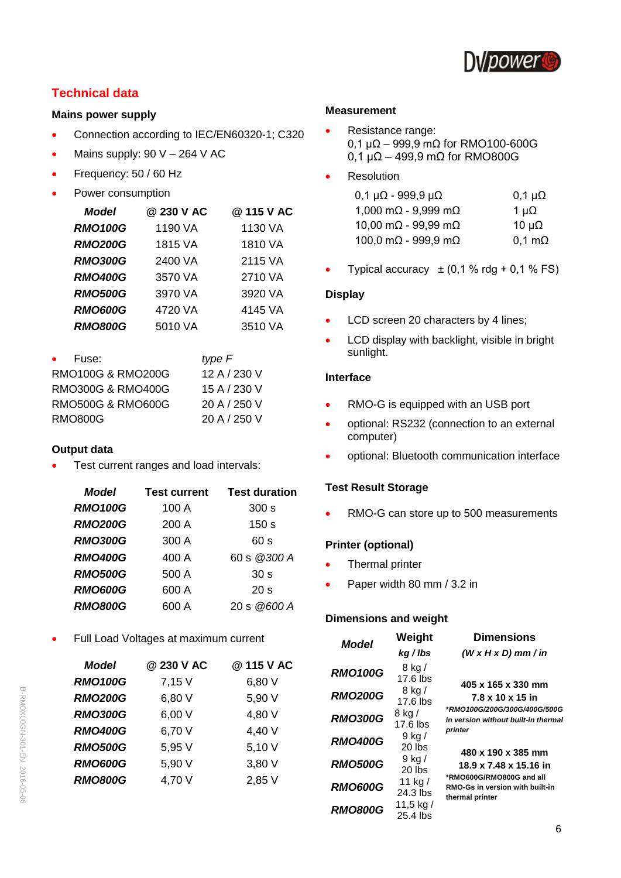## Technical data

### Mains power supply

- Connection according to IEC/EN60320-1; C320
- Mains supply: 90 V – 264 V AC
- Frequency: 50 / 60 Hz
- Power consumption

| *Model* | @ 230 V AC | @ 115 V AC |
|---|---|---|
| ***RMO100G*** | 1190 VA | 1130 VA |
| ***RMO200G*** | 1815 VA | 1810 VA |
| ***RMO300G*** | 2400 VA | 2115 VA |
| ***RMO400G*** | 3570 VA | 2710 VA |
| ***RMO500G*** | 3970 VA | 3920 VA |
| ***RMO600G*** | 4720 VA | 4145 VA |
| ***RMO800G*** | 5010 VA | 3510 VA |

| • Fuse: | *type F* |
|---|---|
| RMO100G & RMO200G | 12 A / 230 V |
| RMO300G & RMO400G | 15 A / 230 V |
| RMO500G & RMO600G | 20 A / 250 V |
| RMO800G | 20 A / 250 V |

### Output data

- Test current ranges and load intervals:

| *Model* | Test current | Test duration |
|---|---|---|
| ***RMO100G*** | 100 A | 300 s |
| ***RMO200G*** | 200 A | 150 s |
| ***RMO300G*** | 300 A | 60 s |
| ***RMO400G*** | 400 A | 60 s *@300 A* |
| ***RMO500G*** | 500 A | 30 s |
| ***RMO600G*** | 600 A | 20 s |
| ***RMO800G*** | 600 A | 20 s *@600 A* |

- Full Load Voltages at maximum current

| *Model* | @ 230 V AC | @ 115 V AC |
|---|---|---|
| ***RMO100G*** | 7,15 V | 6,80 V |
| ***RMO200G*** | 6,80 V | 5,90 V |
| ***RMO300G*** | 6,00 V | 4,80 V |
| ***RMO400G*** | 6,70 V | 4,40 V |
| ***RMO500G*** | 5,95 V | 5,10 V |
| ***RMO600G*** | 5,90 V | 3,80 V |
| ***RMO800G*** | 4,70 V | 2,85 V |

### Measurement

- Resistance range:
  0,1 µΩ – 999,9 mΩ for RMO100-600G
  0,1 µΩ – 499,9 mΩ for RMO800G
- Resolution

| | |
|---|---|
| 0,1 µΩ - 999,9 µΩ | 0,1 µΩ |
| 1,000 mΩ - 9,999 mΩ | 1 µΩ |
| 10,00 mΩ - 99,99 mΩ | 10 µΩ |
| 100,0 mΩ - 999,9 mΩ | 0,1 mΩ |

- Typical accuracy ± (0,1 % rdg + 0,1 % FS)

### Display

- LCD screen 20 characters by 4 lines;
- LCD display with backlight, visible in bright sunlight.

### Interface

- RMO-G is equipped with an USB port
- optional: RS232 (connection to an external computer)
- optional: Bluetooth communication interface

### Test Result Storage

- RMO-G can store up to 500 measurements

### Printer (optional)

- Thermal printer
- Paper width 80 mm / 3.2 in

### Dimensions and weight

| *Model* | Weight *kg / lbs* | Dimensions *(W x H x D) mm / in* |
|---|---|---|
| ***RMO100G*** | 8 kg / 17.6 lbs | **405 x 165 x 330 mm** **7.8 x 10 x 15 in** ***RMO100G/200G/300G/400G/500G in version without built-in thermal printer*** |
| ***RMO200G*** | 8 kg / 17.6 lbs | |
| ***RMO300G*** | 8 kg / 17.6 lbs | |
| ***RMO400G*** | 9 kg / 20 lbs | |
| ***RMO500G*** | 9 kg / 20 lbs | **480 x 190 x 385 mm** **18.9 x 7.48 x 15.16 in** ***RMO600G/RMO800G and all RMO-Gs in version with built-in thermal printer** |
| ***RMO600G*** | 11 kg / 24.3 lbs | |
| ***RMO800G*** | 11,5 kg / 25.4 lbs | |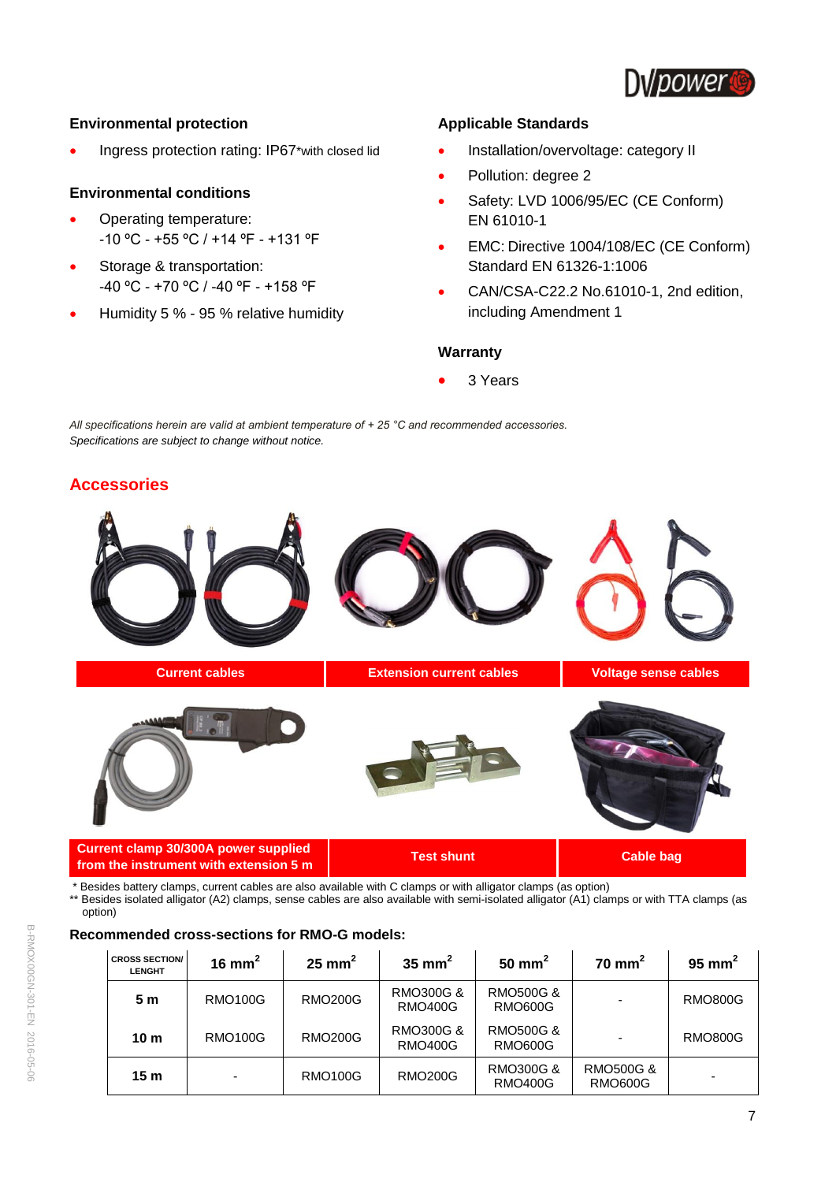## Environmental protection

- Ingress protection rating: IP67*with closed lid

## Environmental conditions

- Operating temperature: -10 ºC - +55 ºC / +14 ºF - +131 ºF
- Storage & transportation: -40 ºC - +70 ºC / -40 ºF - +158 ºF
- Humidity 5 % - 95 % relative humidity

## Applicable Standards

- Installation/overvoltage: category II
- Pollution: degree 2
- Safety: LVD 1006/95/EC (CE Conform) EN 61010-1
- EMC: Directive 1004/108/EC (CE Conform) Standard EN 61326-1:1006
- CAN/CSA-C22.2 No.61010-1, 2nd edition, including Amendment 1

## Warranty

- 3 Years

*All specifications herein are valid at ambient temperature of + 25 °C and recommended accessories.*
*Specifications are subject to change without notice.*

## Accessories

Current cables

Extension current cables

Voltage sense cables

Current clamp 30/300A power supplied from the instrument with extension 5 m

Test shunt

Cable bag

\* Besides battery clamps, current cables are also available with C clamps or with alligator clamps (as option)
\** Besides isolated alligator (A2) clamps, sense cables are also available with semi-isolated alligator (A1) clamps or with TTA clamps (as option)

**Recommended cross-sections for RMO-G models:**

| CROSS SECTION/ LENGHT | 16 $mm^2$ | 25 $mm^2$ | 35 $mm^2$ | 50 $mm^2$ | 70 $mm^2$ | 95 $mm^2$ |
|---|---|---|---|---|---|---|
| 5 m | RMO100G | RMO200G | RMO300G & RMO400G | RMO500G & RMO600G | - | RMO800G |
| 10 m | RMO100G | RMO200G | RMO300G & RMO400G | RMO500G & RMO600G | - | RMO800G |
| 15 m | - | RMO100G | RMO200G | RMO300G & RMO400G | RMO500G & RMO600G | - |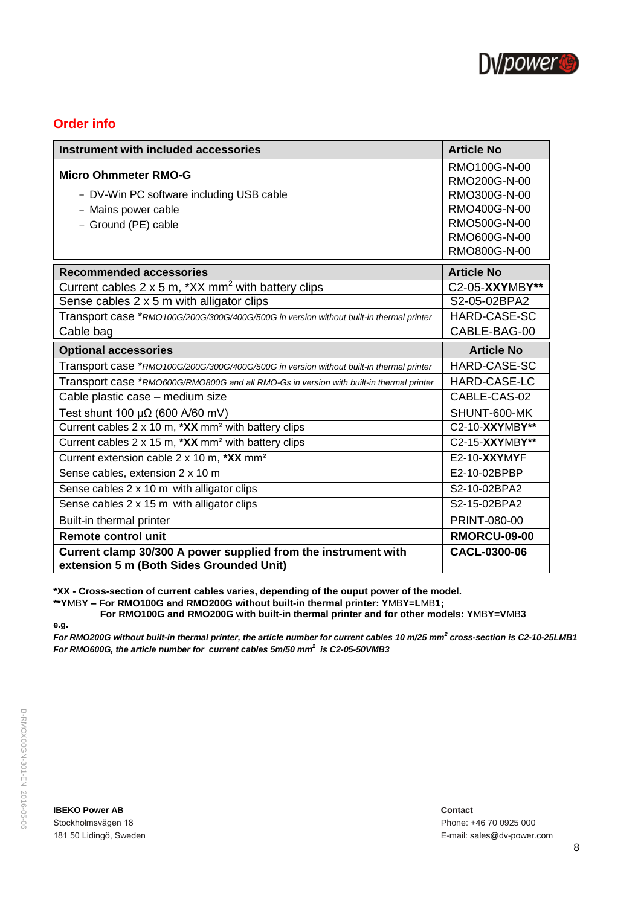## Order info

| Instrument with included accessories | Article No |
|---|---|
| **Micro Ohmmeter RMO-G**<br>- DV-Win PC software including USB cable<br>- Mains power cable<br>- Ground (PE) cable | RMO100G-N-00<br>RMO200G-N-00<br>RMO300G-N-00<br>RMO400G-N-00<br>RMO500G-N-00<br>RMO600G-N-00<br>RMO800G-N-00 |

| Recommended accessories | Article No |
|---|---|
| Current cables 2 x 5 m, *XX mm² with battery clips | C2-05-**XXY**MBY** |
| Sense cables 2 x 5 m with alligator clips | S2-05-02BPA2 |
| Transport case **RMO100G/200G/300G/400G/500G in version without built-in thermal printer* | HARD-CASE-SC |
| Cable bag | CABLE-BAG-00 |

| Optional accessories | Article No |
|---|---|
| Transport case **RMO100G/200G/300G/400G/500G in version without built-in thermal printer* | HARD-CASE-SC |
| Transport case **RMO600G/RMO800G and all RMO-Gs in version with built-in thermal printer* | HARD-CASE-LC |
| Cable plastic case – medium size | CABLE-CAS-02 |
| Test shunt 100 µΩ (600 A/60 mV) | SHUNT-600-MK |
| Current cables 2 x 10 m, ***XX** mm² with battery clips | C2-10-**XXY**MBY** |
| Current cables 2 x 15 m, ***XX** mm² with battery clips | C2-15-**XXY**MBY** |
| Current extension cable 2 x 10 m, ***XX** mm² | E2-10-**XXY**MYF |
| Sense cables, extension 2 x 10 m | E2-10-02BPBP |
| Sense cables 2 x 10 m with alligator clips | S2-10-02BPA2 |
| Sense cables 2 x 15 m with alligator clips | S2-15-02BPA2 |
| Built-in thermal printer | PRINT-080-00 |
| **Remote control unit** | **RMORCU-09-00** |
| **Current clamp 30/300 A power supplied from the instrument with extension 5 m (Both Sides Grounded Unit)** | **CACL-0300-06** |

***XX - Cross-section of current cables varies, depending of the ouput power of the model.**
**\*\*YMBY – For RMO100G and RMO200G without built-in thermal printer: YMBY=LMB1;**
**For RMO100G and RMO200G with built-in thermal printer and for other models: YMBY=VMB3**

**e.g.**

***For RMO200G without built-in thermal printer, the article number for current cables 10 m/25 mm² cross-section is C2-10-25LMB1***
***For RMO600G, the article number for current cables 5m/50 mm² is C2-05-50VMB3***

B-RMOX00GN-301-EN 2016-05-06

**IBEKO Power AB**
Stockholmsvägen 18
181 50 Lidingö, Sweden

**Contact**
Phone: +46 70 0925 000
E-mail: sales@dv-power.com